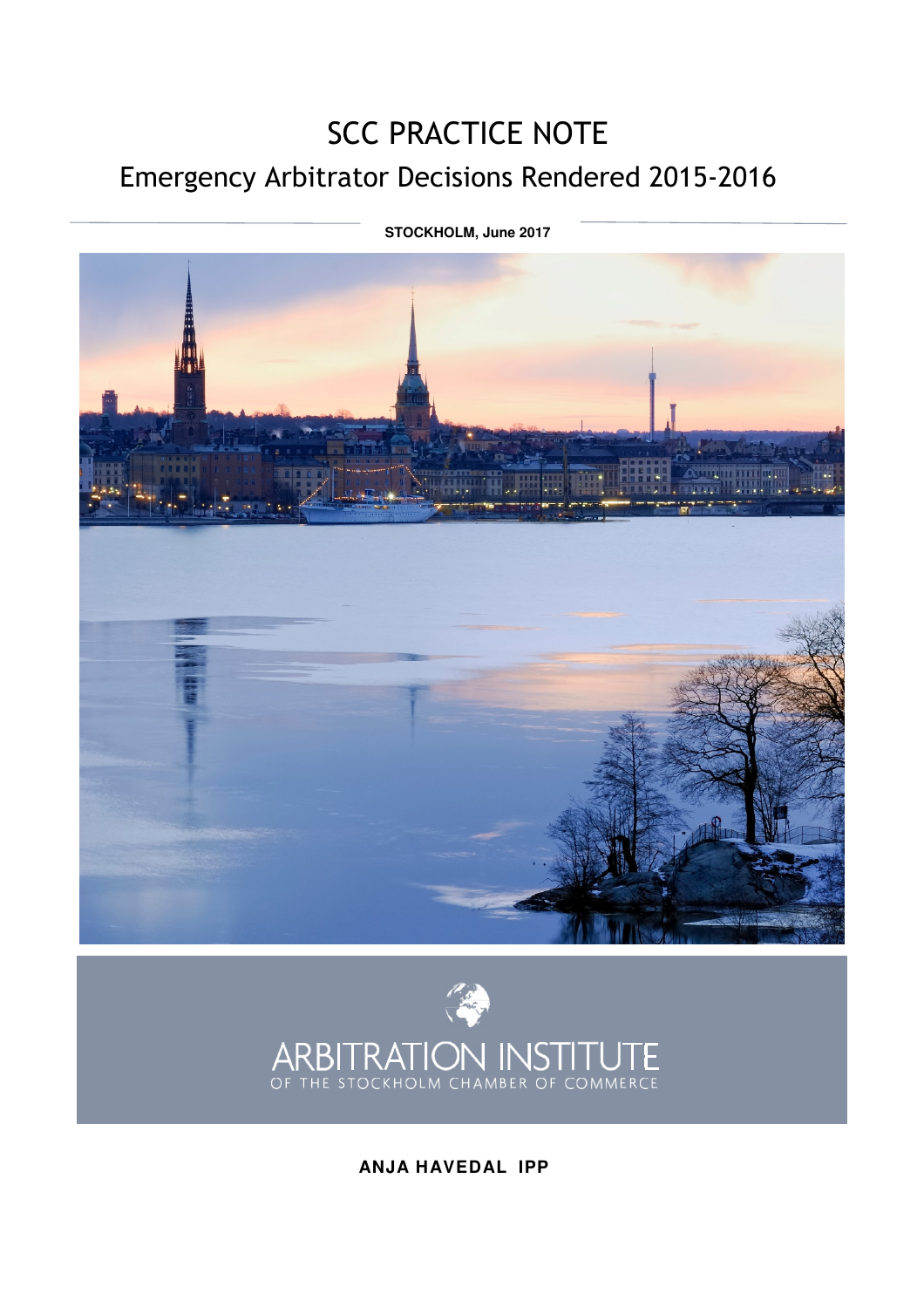# SCC PRACTICE NOTE

## Emergency Arbitrator Decisions Rendered 2015-2016

**STOCKHOLM, June 2017**

ARBITRATION INSTITUTE
OF THE STOCKHOLM CHAMBER OF COMMERCE

**ANJA HAVEDAL IPP**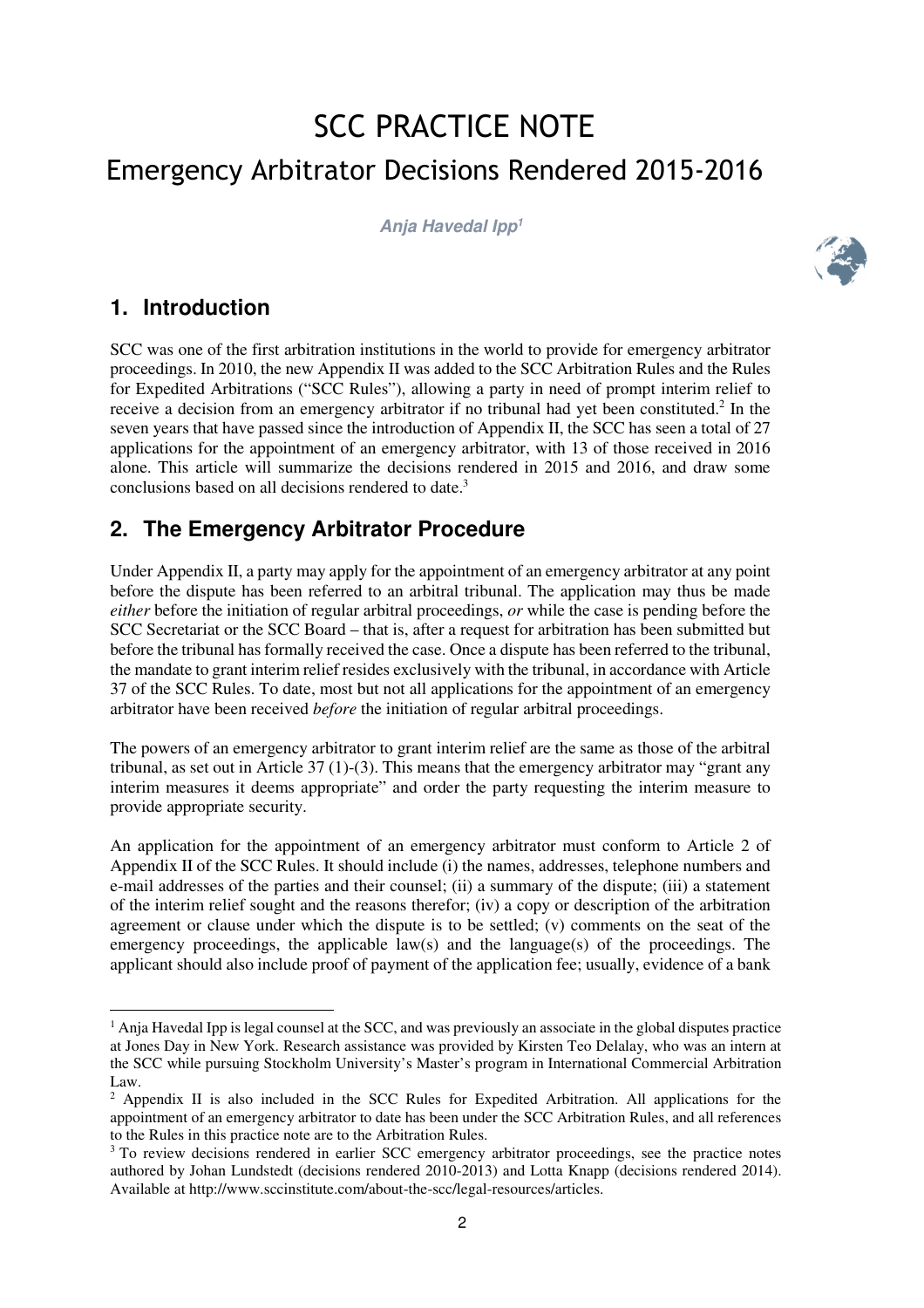# SCC PRACTICE NOTE

## Emergency Arbitrator Decisions Rendered 2015-2016

***Anja Havedal Ipp[1]***

## 1. Introduction

SCC was one of the first arbitration institutions in the world to provide for emergency arbitrator proceedings. In 2010, the new Appendix II was added to the SCC Arbitration Rules and the Rules for Expedited Arbitrations ("SCC Rules"), allowing a party in need of prompt interim relief to receive a decision from an emergency arbitrator if no tribunal had yet been constituted.[2] In the seven years that have passed since the introduction of Appendix II, the SCC has seen a total of 27 applications for the appointment of an emergency arbitrator, with 13 of those received in 2016 alone. This article will summarize the decisions rendered in 2015 and 2016, and draw some conclusions based on all decisions rendered to date.[3]

## 2. The Emergency Arbitrator Procedure

Under Appendix II, a party may apply for the appointment of an emergency arbitrator at any point before the dispute has been referred to an arbitral tribunal. The application may thus be made *either* before the initiation of regular arbitral proceedings, *or* while the case is pending before the SCC Secretariat or the SCC Board – that is, after a request for arbitration has been submitted but before the tribunal has formally received the case. Once a dispute has been referred to the tribunal, the mandate to grant interim relief resides exclusively with the tribunal, in accordance with Article 37 of the SCC Rules. To date, most but not all applications for the appointment of an emergency arbitrator have been received *before* the initiation of regular arbitral proceedings.

The powers of an emergency arbitrator to grant interim relief are the same as those of the arbitral tribunal, as set out in Article 37 (1)-(3). This means that the emergency arbitrator may "grant any interim measures it deems appropriate" and order the party requesting the interim measure to provide appropriate security.

An application for the appointment of an emergency arbitrator must conform to Article 2 of Appendix II of the SCC Rules. It should include (i) the names, addresses, telephone numbers and e-mail addresses of the parties and their counsel; (ii) a summary of the dispute; (iii) a statement of the interim relief sought and the reasons therefor; (iv) a copy or description of the arbitration agreement or clause under which the dispute is to be settled; (v) comments on the seat of the emergency proceedings, the applicable law(s) and the language(s) of the proceedings. The applicant should also include proof of payment of the application fee; usually, evidence of a bank

---

[1] Anja Havedal Ipp is legal counsel at the SCC, and was previously an associate in the global disputes practice at Jones Day in New York. Research assistance was provided by Kirsten Teo Delalay, who was an intern at the SCC while pursuing Stockholm University's Master's program in International Commercial Arbitration Law.

[2] Appendix II is also included in the SCC Rules for Expedited Arbitration. All applications for the appointment of an emergency arbitrator to date has been under the SCC Arbitration Rules, and all references to the Rules in this practice note are to the Arbitration Rules.

[3] To review decisions rendered in earlier SCC emergency arbitrator proceedings, see the practice notes authored by Johan Lundstedt (decisions rendered 2010-2013) and Lotta Knapp (decisions rendered 2014). Available at http://www.sccinstitute.com/about-the-scc/legal-resources/articles.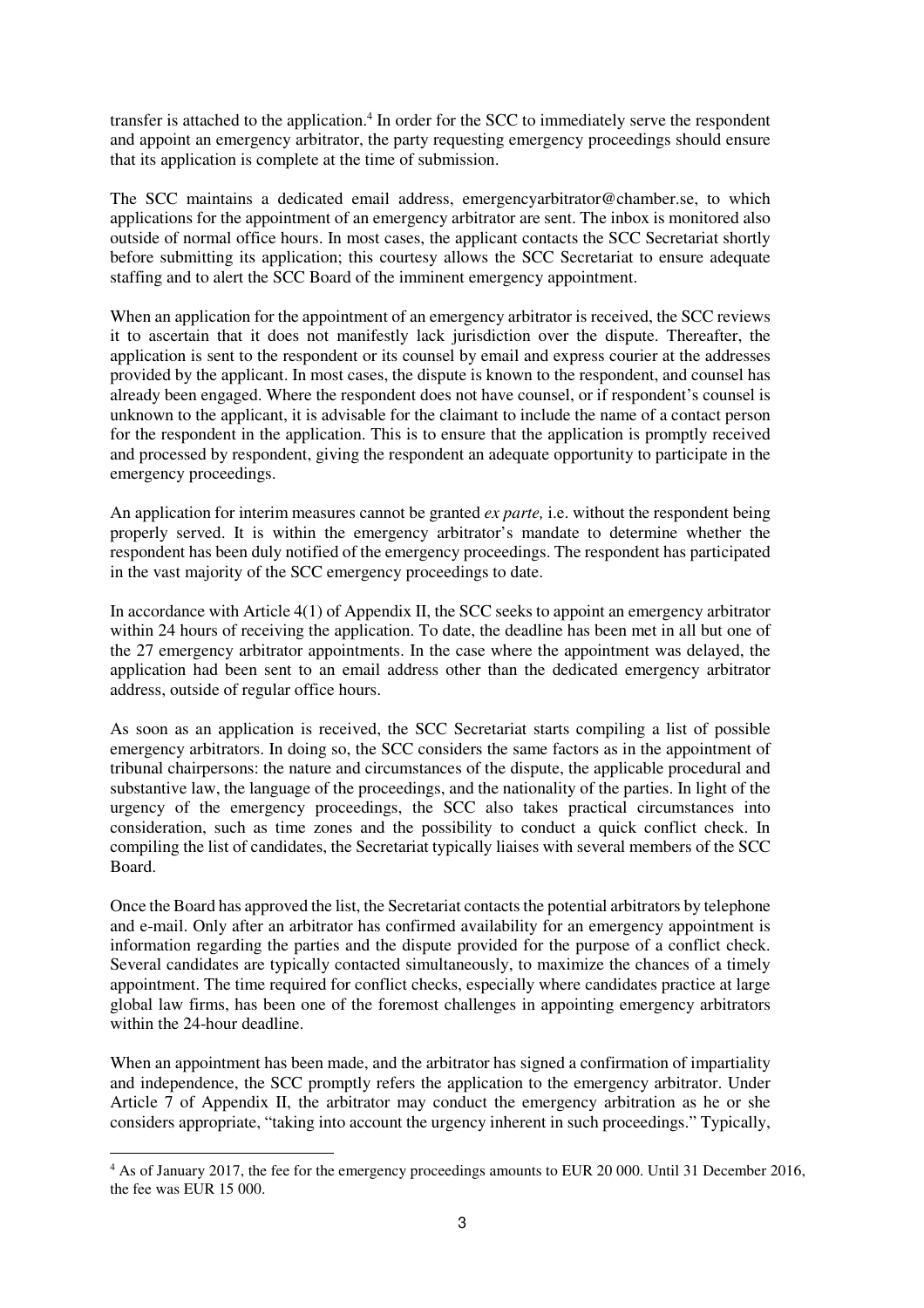transfer is attached to the application.[4] In order for the SCC to immediately serve the respondent and appoint an emergency arbitrator, the party requesting emergency proceedings should ensure that its application is complete at the time of submission.

The SCC maintains a dedicated email address, emergencyarbitrator@chamber.se, to which applications for the appointment of an emergency arbitrator are sent. The inbox is monitored also outside of normal office hours. In most cases, the applicant contacts the SCC Secretariat shortly before submitting its application; this courtesy allows the SCC Secretariat to ensure adequate staffing and to alert the SCC Board of the imminent emergency appointment.

When an application for the appointment of an emergency arbitrator is received, the SCC reviews it to ascertain that it does not manifestly lack jurisdiction over the dispute. Thereafter, the application is sent to the respondent or its counsel by email and express courier at the addresses provided by the applicant. In most cases, the dispute is known to the respondent, and counsel has already been engaged. Where the respondent does not have counsel, or if respondent's counsel is unknown to the applicant, it is advisable for the claimant to include the name of a contact person for the respondent in the application. This is to ensure that the application is promptly received and processed by respondent, giving the respondent an adequate opportunity to participate in the emergency proceedings.

An application for interim measures cannot be granted *ex parte,* i.e. without the respondent being properly served. It is within the emergency arbitrator's mandate to determine whether the respondent has been duly notified of the emergency proceedings. The respondent has participated in the vast majority of the SCC emergency proceedings to date.

In accordance with Article 4(1) of Appendix II, the SCC seeks to appoint an emergency arbitrator within 24 hours of receiving the application. To date, the deadline has been met in all but one of the 27 emergency arbitrator appointments. In the case where the appointment was delayed, the application had been sent to an email address other than the dedicated emergency arbitrator address, outside of regular office hours.

As soon as an application is received, the SCC Secretariat starts compiling a list of possible emergency arbitrators. In doing so, the SCC considers the same factors as in the appointment of tribunal chairpersons: the nature and circumstances of the dispute, the applicable procedural and substantive law, the language of the proceedings, and the nationality of the parties. In light of the urgency of the emergency proceedings, the SCC also takes practical circumstances into consideration, such as time zones and the possibility to conduct a quick conflict check. In compiling the list of candidates, the Secretariat typically liaises with several members of the SCC Board.

Once the Board has approved the list, the Secretariat contacts the potential arbitrators by telephone and e-mail. Only after an arbitrator has confirmed availability for an emergency appointment is information regarding the parties and the dispute provided for the purpose of a conflict check. Several candidates are typically contacted simultaneously, to maximize the chances of a timely appointment. The time required for conflict checks, especially where candidates practice at large global law firms, has been one of the foremost challenges in appointing emergency arbitrators within the 24-hour deadline.

When an appointment has been made, and the arbitrator has signed a confirmation of impartiality and independence, the SCC promptly refers the application to the emergency arbitrator. Under Article 7 of Appendix II, the arbitrator may conduct the emergency arbitration as he or she considers appropriate, "taking into account the urgency inherent in such proceedings." Typically,

---

[4] As of January 2017, the fee for the emergency proceedings amounts to EUR 20 000. Until 31 December 2016, the fee was EUR 15 000.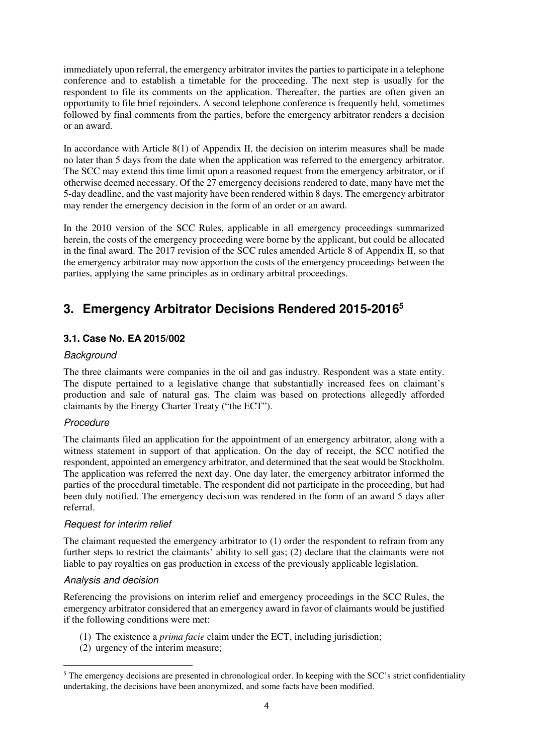immediately upon referral, the emergency arbitrator invites the parties to participate in a telephone conference and to establish a timetable for the proceeding. The next step is usually for the respondent to file its comments on the application. Thereafter, the parties are often given an opportunity to file brief rejoinders. A second telephone conference is frequently held, sometimes followed by final comments from the parties, before the emergency arbitrator renders a decision or an award.

In accordance with Article 8(1) of Appendix II, the decision on interim measures shall be made no later than 5 days from the date when the application was referred to the emergency arbitrator. The SCC may extend this time limit upon a reasoned request from the emergency arbitrator, or if otherwise deemed necessary. Of the 27 emergency decisions rendered to date, many have met the 5-day deadline, and the vast majority have been rendered within 8 days. The emergency arbitrator may render the emergency decision in the form of an order or an award.

In the 2010 version of the SCC Rules, applicable in all emergency proceedings summarized herein, the costs of the emergency proceeding were borne by the applicant, but could be allocated in the final award. The 2017 revision of the SCC rules amended Article 8 of Appendix II, so that the emergency arbitrator may now apportion the costs of the emergency proceedings between the parties, applying the same principles as in ordinary arbitral proceedings.

## 3. Emergency Arbitrator Decisions Rendered 2015-2016[5]

### 3.1. Case No. EA 2015/002

*Background*

The three claimants were companies in the oil and gas industry. Respondent was a state entity. The dispute pertained to a legislative change that substantially increased fees on claimant's production and sale of natural gas. The claim was based on protections allegedly afforded claimants by the Energy Charter Treaty ("the ECT").

*Procedure*

The claimants filed an application for the appointment of an emergency arbitrator, along with a witness statement in support of that application. On the day of receipt, the SCC notified the respondent, appointed an emergency arbitrator, and determined that the seat would be Stockholm. The application was referred the next day. One day later, the emergency arbitrator informed the parties of the procedural timetable. The respondent did not participate in the proceeding, but had been duly notified. The emergency decision was rendered in the form of an award 5 days after referral.

*Request for interim relief*

The claimant requested the emergency arbitrator to (1) order the respondent to refrain from any further steps to restrict the claimants' ability to sell gas; (2) declare that the claimants were not liable to pay royalties on gas production in excess of the previously applicable legislation.

*Analysis and decision*

Referencing the provisions on interim relief and emergency proceedings in the SCC Rules, the emergency arbitrator considered that an emergency award in favor of claimants would be justified if the following conditions were met:

(1) The existence a *prima facie* claim under the ECT, including jurisdiction;
(2) urgency of the interim measure;

[5] The emergency decisions are presented in chronological order. In keeping with the SCC's strict confidentiality undertaking, the decisions have been anonymized, and some facts have been modified.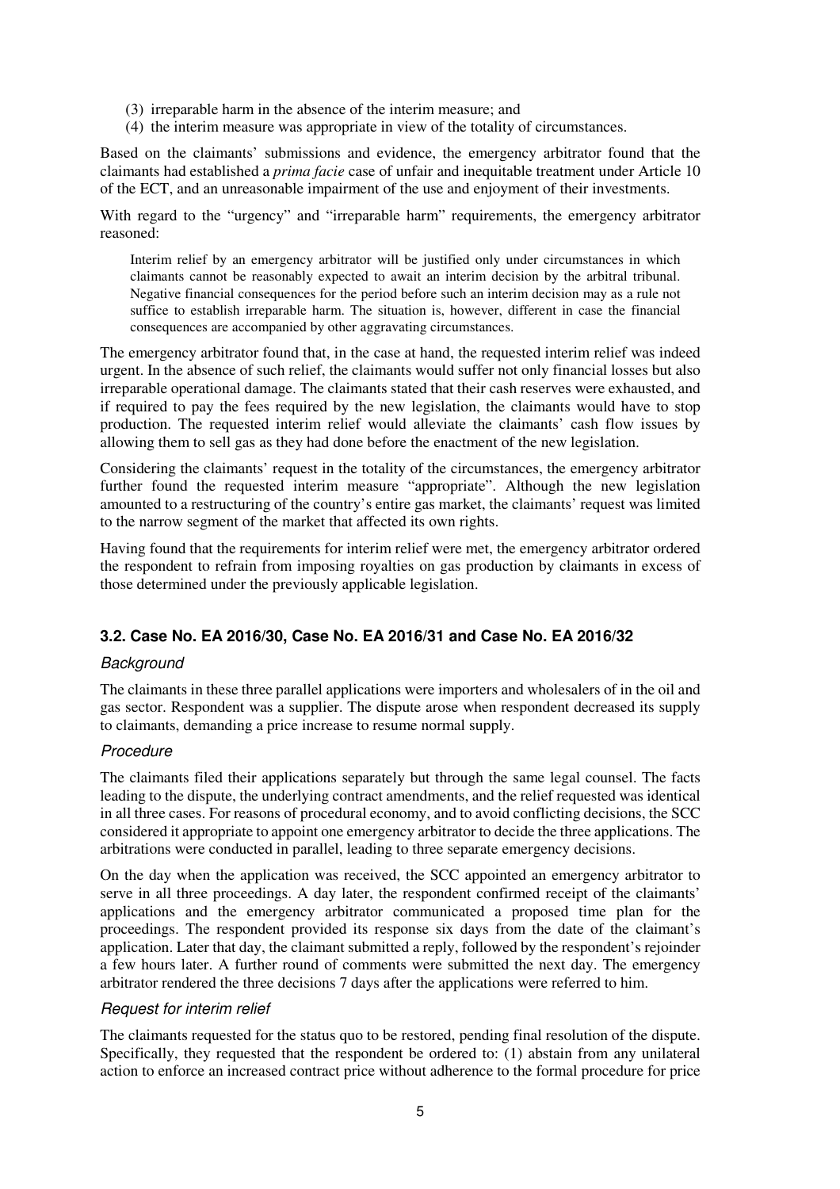(3) irreparable harm in the absence of the interim measure; and
(4) the interim measure was appropriate in view of the totality of circumstances.

Based on the claimants' submissions and evidence, the emergency arbitrator found that the claimants had established a *prima facie* case of unfair and inequitable treatment under Article 10 of the ECT, and an unreasonable impairment of the use and enjoyment of their investments.

With regard to the "urgency" and "irreparable harm" requirements, the emergency arbitrator reasoned:

> Interim relief by an emergency arbitrator will be justified only under circumstances in which claimants cannot be reasonably expected to await an interim decision by the arbitral tribunal. Negative financial consequences for the period before such an interim decision may as a rule not suffice to establish irreparable harm. The situation is, however, different in case the financial consequences are accompanied by other aggravating circumstances.

The emergency arbitrator found that, in the case at hand, the requested interim relief was indeed urgent. In the absence of such relief, the claimants would suffer not only financial losses but also irreparable operational damage. The claimants stated that their cash reserves were exhausted, and if required to pay the fees required by the new legislation, the claimants would have to stop production. The requested interim relief would alleviate the claimants' cash flow issues by allowing them to sell gas as they had done before the enactment of the new legislation.

Considering the claimants' request in the totality of the circumstances, the emergency arbitrator further found the requested interim measure "appropriate". Although the new legislation amounted to a restructuring of the country's entire gas market, the claimants' request was limited to the narrow segment of the market that affected its own rights.

Having found that the requirements for interim relief were met, the emergency arbitrator ordered the respondent to refrain from imposing royalties on gas production by claimants in excess of those determined under the previously applicable legislation.

### 3.2. Case No. EA 2016/30, Case No. EA 2016/31 and Case No. EA 2016/32

#### *Background*

The claimants in these three parallel applications were importers and wholesalers of in the oil and gas sector. Respondent was a supplier. The dispute arose when respondent decreased its supply to claimants, demanding a price increase to resume normal supply.

#### *Procedure*

The claimants filed their applications separately but through the same legal counsel. The facts leading to the dispute, the underlying contract amendments, and the relief requested was identical in all three cases. For reasons of procedural economy, and to avoid conflicting decisions, the SCC considered it appropriate to appoint one emergency arbitrator to decide the three applications. The arbitrations were conducted in parallel, leading to three separate emergency decisions.

On the day when the application was received, the SCC appointed an emergency arbitrator to serve in all three proceedings. A day later, the respondent confirmed receipt of the claimants' applications and the emergency arbitrator communicated a proposed time plan for the proceedings. The respondent provided its response six days from the date of the claimant's application. Later that day, the claimant submitted a reply, followed by the respondent's rejoinder a few hours later. A further round of comments were submitted the next day. The emergency arbitrator rendered the three decisions 7 days after the applications were referred to him.

#### *Request for interim relief*

The claimants requested for the status quo to be restored, pending final resolution of the dispute. Specifically, they requested that the respondent be ordered to: (1) abstain from any unilateral action to enforce an increased contract price without adherence to the formal procedure for price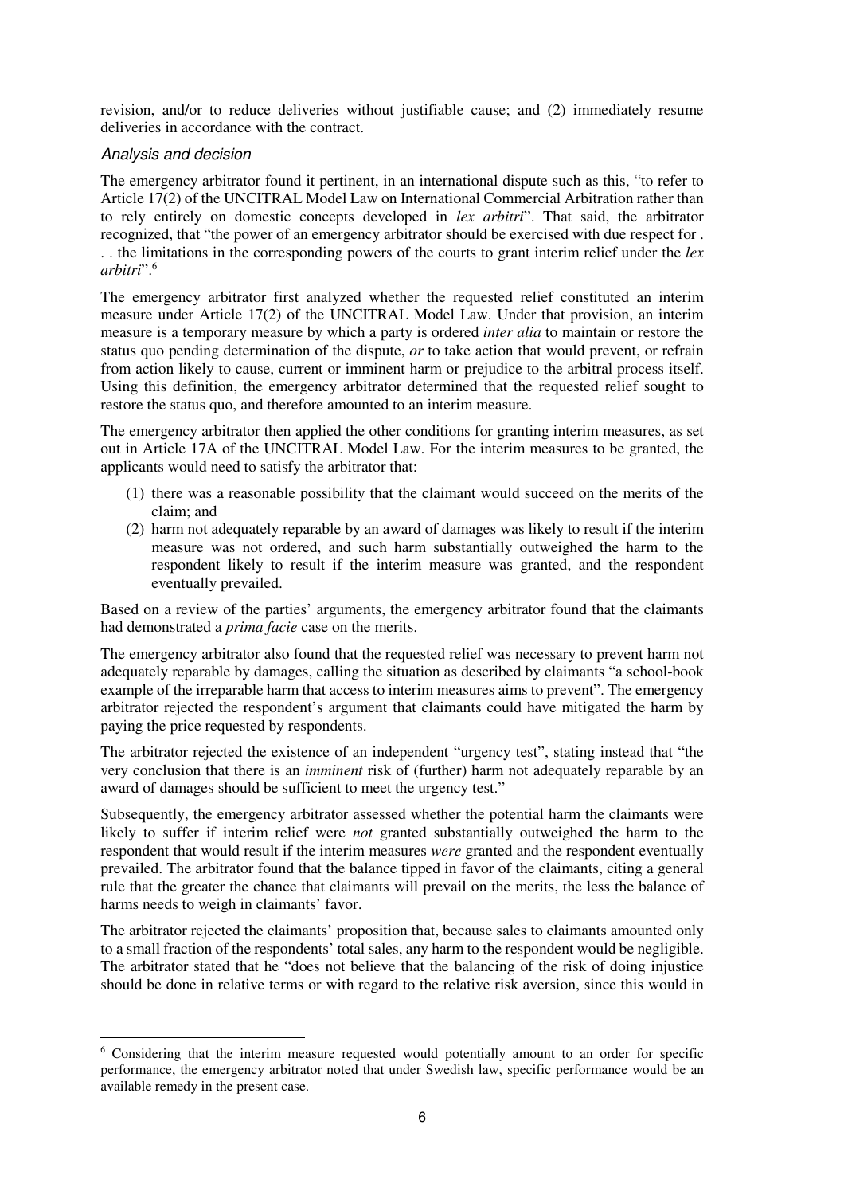revision, and/or to reduce deliveries without justifiable cause; and (2) immediately resume deliveries in accordance with the contract.

### *Analysis and decision*

The emergency arbitrator found it pertinent, in an international dispute such as this, "to refer to Article 17(2) of the UNCITRAL Model Law on International Commercial Arbitration rather than to rely entirely on domestic concepts developed in *lex arbitri*". That said, the arbitrator recognized, that "the power of an emergency arbitrator should be exercised with due respect for . . . the limitations in the corresponding powers of the courts to grant interim relief under the *lex arbitri*".[6]

The emergency arbitrator first analyzed whether the requested relief constituted an interim measure under Article 17(2) of the UNCITRAL Model Law. Under that provision, an interim measure is a temporary measure by which a party is ordered *inter alia* to maintain or restore the status quo pending determination of the dispute, *or* to take action that would prevent, or refrain from action likely to cause, current or imminent harm or prejudice to the arbitral process itself. Using this definition, the emergency arbitrator determined that the requested relief sought to restore the status quo, and therefore amounted to an interim measure.

The emergency arbitrator then applied the other conditions for granting interim measures, as set out in Article 17A of the UNCITRAL Model Law. For the interim measures to be granted, the applicants would need to satisfy the arbitrator that:

(1) there was a reasonable possibility that the claimant would succeed on the merits of the claim; and
(2) harm not adequately reparable by an award of damages was likely to result if the interim measure was not ordered, and such harm substantially outweighed the harm to the respondent likely to result if the interim measure was granted, and the respondent eventually prevailed.

Based on a review of the parties' arguments, the emergency arbitrator found that the claimants had demonstrated a *prima facie* case on the merits.

The emergency arbitrator also found that the requested relief was necessary to prevent harm not adequately reparable by damages, calling the situation as described by claimants "a school-book example of the irreparable harm that access to interim measures aims to prevent". The emergency arbitrator rejected the respondent's argument that claimants could have mitigated the harm by paying the price requested by respondents.

The arbitrator rejected the existence of an independent "urgency test", stating instead that "the very conclusion that there is an *imminent* risk of (further) harm not adequately reparable by an award of damages should be sufficient to meet the urgency test."

Subsequently, the emergency arbitrator assessed whether the potential harm the claimants were likely to suffer if interim relief were *not* granted substantially outweighed the harm to the respondent that would result if the interim measures *were* granted and the respondent eventually prevailed. The arbitrator found that the balance tipped in favor of the claimants, citing a general rule that the greater the chance that claimants will prevail on the merits, the less the balance of harms needs to weigh in claimants' favor.

The arbitrator rejected the claimants' proposition that, because sales to claimants amounted only to a small fraction of the respondents' total sales, any harm to the respondent would be negligible. The arbitrator stated that he "does not believe that the balancing of the risk of doing injustice should be done in relative terms or with regard to the relative risk aversion, since this would in

---

[6] Considering that the interim measure requested would potentially amount to an order for specific performance, the emergency arbitrator noted that under Swedish law, specific performance would be an available remedy in the present case.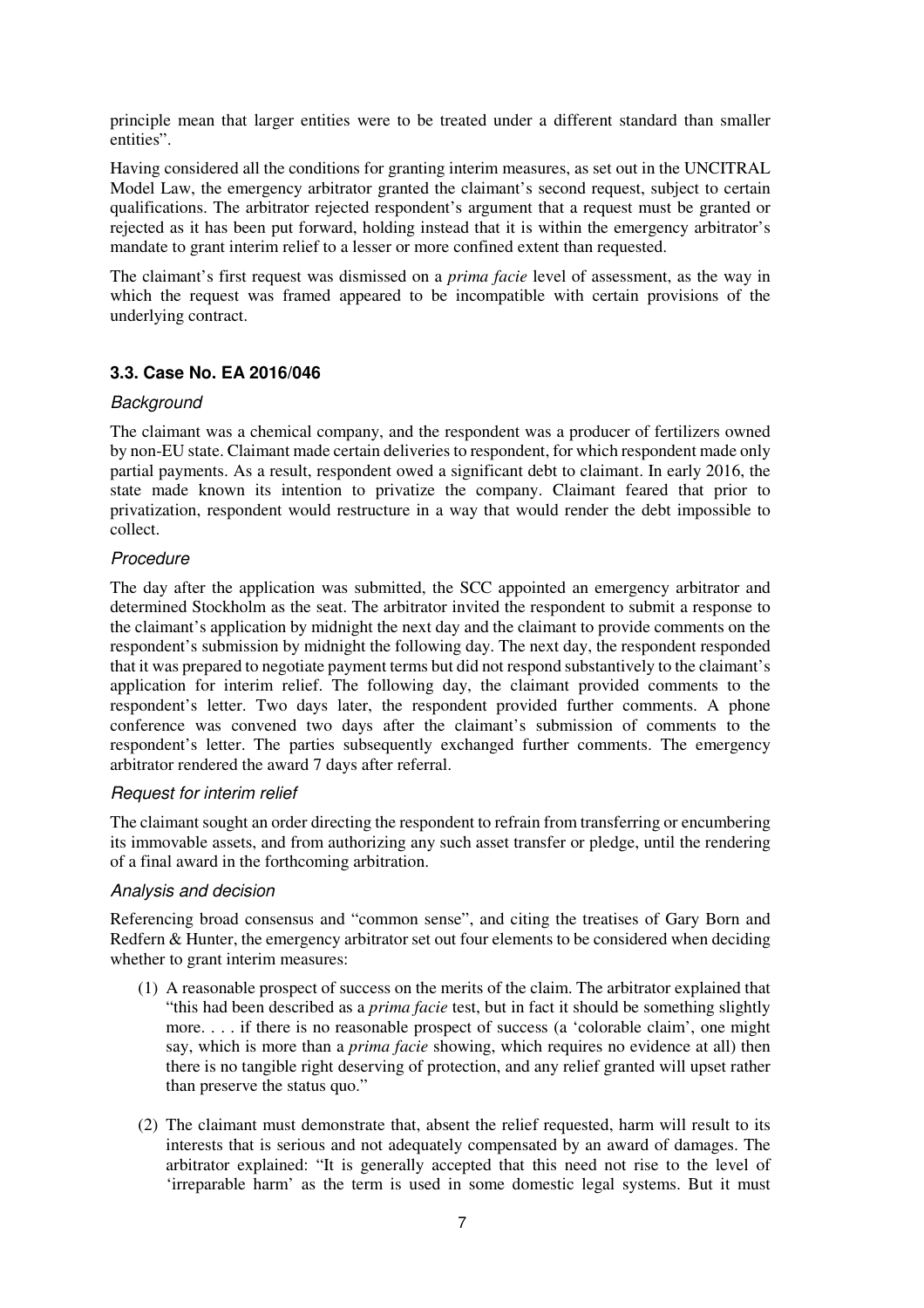principle mean that larger entities were to be treated under a different standard than smaller entities".

Having considered all the conditions for granting interim measures, as set out in the UNCITRAL Model Law, the emergency arbitrator granted the claimant's second request, subject to certain qualifications. The arbitrator rejected respondent's argument that a request must be granted or rejected as it has been put forward, holding instead that it is within the emergency arbitrator's mandate to grant interim relief to a lesser or more confined extent than requested.

The claimant's first request was dismissed on a *prima facie* level of assessment, as the way in which the request was framed appeared to be incompatible with certain provisions of the underlying contract.

### 3.3. Case No. EA 2016/046

#### *Background*

The claimant was a chemical company, and the respondent was a producer of fertilizers owned by non-EU state. Claimant made certain deliveries to respondent, for which respondent made only partial payments. As a result, respondent owed a significant debt to claimant. In early 2016, the state made known its intention to privatize the company. Claimant feared that prior to privatization, respondent would restructure in a way that would render the debt impossible to collect.

#### *Procedure*

The day after the application was submitted, the SCC appointed an emergency arbitrator and determined Stockholm as the seat. The arbitrator invited the respondent to submit a response to the claimant's application by midnight the next day and the claimant to provide comments on the respondent's submission by midnight the following day. The next day, the respondent responded that it was prepared to negotiate payment terms but did not respond substantively to the claimant's application for interim relief. The following day, the claimant provided comments to the respondent's letter. Two days later, the respondent provided further comments. A phone conference was convened two days after the claimant's submission of comments to the respondent's letter. The parties subsequently exchanged further comments. The emergency arbitrator rendered the award 7 days after referral.

#### *Request for interim relief*

The claimant sought an order directing the respondent to refrain from transferring or encumbering its immovable assets, and from authorizing any such asset transfer or pledge, until the rendering of a final award in the forthcoming arbitration.

#### *Analysis and decision*

Referencing broad consensus and "common sense", and citing the treatises of Gary Born and Redfern & Hunter, the emergency arbitrator set out four elements to be considered when deciding whether to grant interim measures:

(1) A reasonable prospect of success on the merits of the claim. The arbitrator explained that "this had been described as a *prima facie* test, but in fact it should be something slightly more. . . . if there is no reasonable prospect of success (a 'colorable claim', one might say, which is more than a *prima facie* showing, which requires no evidence at all) then there is no tangible right deserving of protection, and any relief granted will upset rather than preserve the status quo."

(2) The claimant must demonstrate that, absent the relief requested, harm will result to its interests that is serious and not adequately compensated by an award of damages. The arbitrator explained: "It is generally accepted that this need not rise to the level of 'irreparable harm' as the term is used in some domestic legal systems. But it must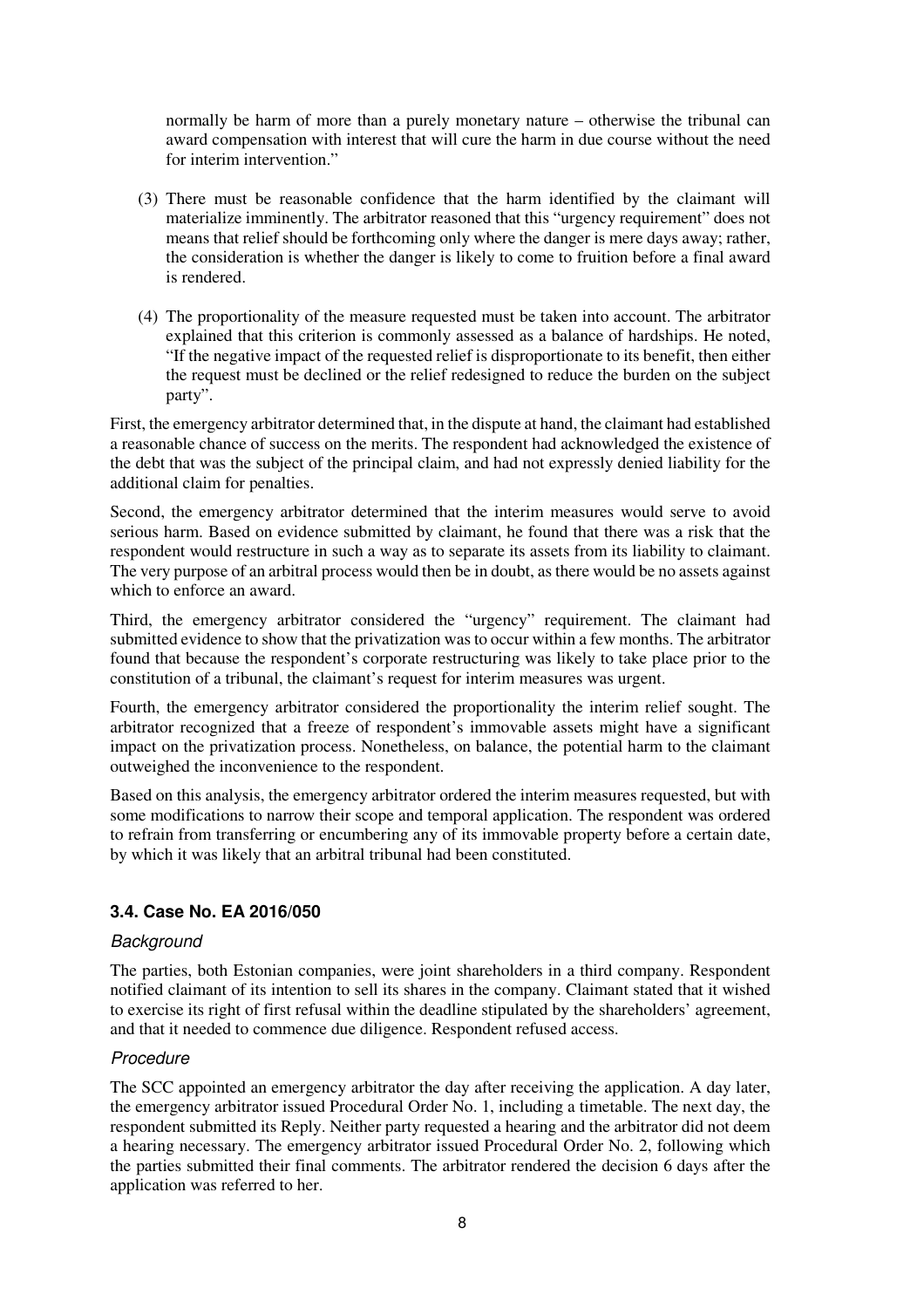normally be harm of more than a purely monetary nature – otherwise the tribunal can award compensation with interest that will cure the harm in due course without the need for interim intervention."

(3) There must be reasonable confidence that the harm identified by the claimant will materialize imminently. The arbitrator reasoned that this "urgency requirement" does not means that relief should be forthcoming only where the danger is mere days away; rather, the consideration is whether the danger is likely to come to fruition before a final award is rendered.

(4) The proportionality of the measure requested must be taken into account. The arbitrator explained that this criterion is commonly assessed as a balance of hardships. He noted, "If the negative impact of the requested relief is disproportionate to its benefit, then either the request must be declined or the relief redesigned to reduce the burden on the subject party".

First, the emergency arbitrator determined that, in the dispute at hand, the claimant had established a reasonable chance of success on the merits. The respondent had acknowledged the existence of the debt that was the subject of the principal claim, and had not expressly denied liability for the additional claim for penalties.

Second, the emergency arbitrator determined that the interim measures would serve to avoid serious harm. Based on evidence submitted by claimant, he found that there was a risk that the respondent would restructure in such a way as to separate its assets from its liability to claimant. The very purpose of an arbitral process would then be in doubt, as there would be no assets against which to enforce an award.

Third, the emergency arbitrator considered the "urgency" requirement. The claimant had submitted evidence to show that the privatization was to occur within a few months. The arbitrator found that because the respondent's corporate restructuring was likely to take place prior to the constitution of a tribunal, the claimant's request for interim measures was urgent.

Fourth, the emergency arbitrator considered the proportionality the interim relief sought. The arbitrator recognized that a freeze of respondent's immovable assets might have a significant impact on the privatization process. Nonetheless, on balance, the potential harm to the claimant outweighed the inconvenience to the respondent.

Based on this analysis, the emergency arbitrator ordered the interim measures requested, but with some modifications to narrow their scope and temporal application. The respondent was ordered to refrain from transferring or encumbering any of its immovable property before a certain date, by which it was likely that an arbitral tribunal had been constituted.

### 3.4. Case No. EA 2016/050

#### *Background*

The parties, both Estonian companies, were joint shareholders in a third company. Respondent notified claimant of its intention to sell its shares in the company. Claimant stated that it wished to exercise its right of first refusal within the deadline stipulated by the shareholders' agreement, and that it needed to commence due diligence. Respondent refused access.

#### *Procedure*

The SCC appointed an emergency arbitrator the day after receiving the application. A day later, the emergency arbitrator issued Procedural Order No. 1, including a timetable. The next day, the respondent submitted its Reply. Neither party requested a hearing and the arbitrator did not deem a hearing necessary. The emergency arbitrator issued Procedural Order No. 2, following which the parties submitted their final comments. The arbitrator rendered the decision 6 days after the application was referred to her.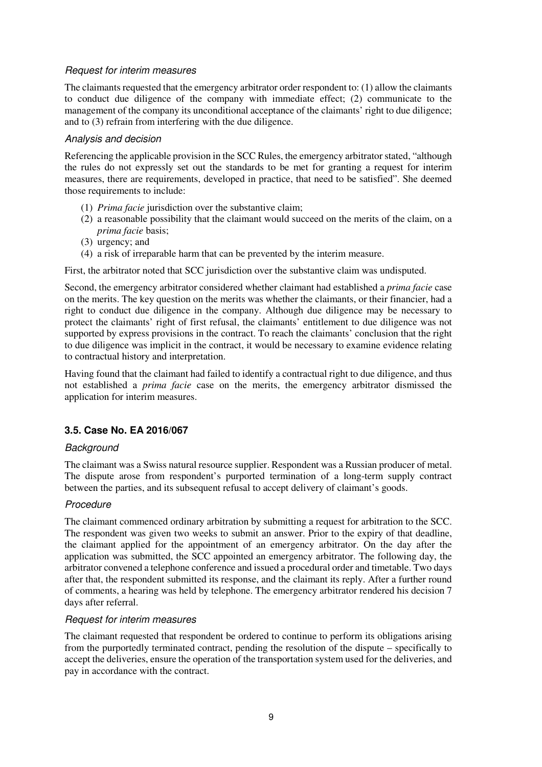*Request for interim measures*

The claimants requested that the emergency arbitrator order respondent to: (1) allow the claimants to conduct due diligence of the company with immediate effect; (2) communicate to the management of the company its unconditional acceptance of the claimants' right to due diligence; and to (3) refrain from interfering with the due diligence.

*Analysis and decision*

Referencing the applicable provision in the SCC Rules, the emergency arbitrator stated, "although the rules do not expressly set out the standards to be met for granting a request for interim measures, there are requirements, developed in practice, that need to be satisfied". She deemed those requirements to include:

(1) *Prima facie* jurisdiction over the substantive claim;
(2) a reasonable possibility that the claimant would succeed on the merits of the claim, on a *prima facie* basis;
(3) urgency; and
(4) a risk of irreparable harm that can be prevented by the interim measure.

First, the arbitrator noted that SCC jurisdiction over the substantive claim was undisputed.

Second, the emergency arbitrator considered whether claimant had established a *prima facie* case on the merits. The key question on the merits was whether the claimants, or their financier, had a right to conduct due diligence in the company. Although due diligence may be necessary to protect the claimants' right of first refusal, the claimants' entitlement to due diligence was not supported by express provisions in the contract. To reach the claimants' conclusion that the right to due diligence was implicit in the contract, it would be necessary to examine evidence relating to contractual history and interpretation.

Having found that the claimant had failed to identify a contractual right to due diligence, and thus not established a *prima facie* case on the merits, the emergency arbitrator dismissed the application for interim measures.

### 3.5. Case No. EA 2016/067

*Background*

The claimant was a Swiss natural resource supplier. Respondent was a Russian producer of metal. The dispute arose from respondent's purported termination of a long-term supply contract between the parties, and its subsequent refusal to accept delivery of claimant's goods.

*Procedure*

The claimant commenced ordinary arbitration by submitting a request for arbitration to the SCC. The respondent was given two weeks to submit an answer. Prior to the expiry of that deadline, the claimant applied for the appointment of an emergency arbitrator. On the day after the application was submitted, the SCC appointed an emergency arbitrator. The following day, the arbitrator convened a telephone conference and issued a procedural order and timetable. Two days after that, the respondent submitted its response, and the claimant its reply. After a further round of comments, a hearing was held by telephone. The emergency arbitrator rendered his decision 7 days after referral.

*Request for interim measures*

The claimant requested that respondent be ordered to continue to perform its obligations arising from the purportedly terminated contract, pending the resolution of the dispute – specifically to accept the deliveries, ensure the operation of the transportation system used for the deliveries, and pay in accordance with the contract.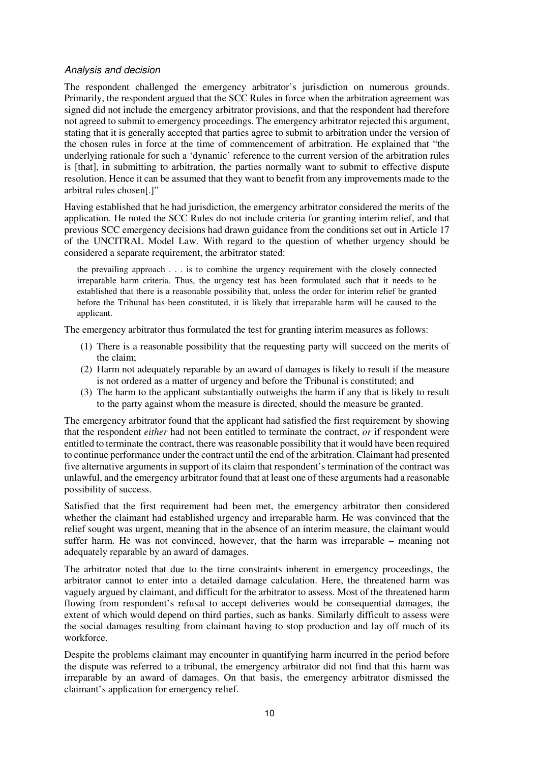*Analysis and decision*

The respondent challenged the emergency arbitrator's jurisdiction on numerous grounds. Primarily, the respondent argued that the SCC Rules in force when the arbitration agreement was signed did not include the emergency arbitrator provisions, and that the respondent had therefore not agreed to submit to emergency proceedings. The emergency arbitrator rejected this argument, stating that it is generally accepted that parties agree to submit to arbitration under the version of the chosen rules in force at the time of commencement of arbitration. He explained that "the underlying rationale for such a 'dynamic' reference to the current version of the arbitration rules is [that], in submitting to arbitration, the parties normally want to submit to effective dispute resolution. Hence it can be assumed that they want to benefit from any improvements made to the arbitral rules chosen[.]"

Having established that he had jurisdiction, the emergency arbitrator considered the merits of the application. He noted the SCC Rules do not include criteria for granting interim relief, and that previous SCC emergency decisions had drawn guidance from the conditions set out in Article 17 of the UNCITRAL Model Law. With regard to the question of whether urgency should be considered a separate requirement, the arbitrator stated:

> the prevailing approach . . . is to combine the urgency requirement with the closely connected irreparable harm criteria. Thus, the urgency test has been formulated such that it needs to be established that there is a reasonable possibility that, unless the order for interim relief be granted before the Tribunal has been constituted, it is likely that irreparable harm will be caused to the applicant.

The emergency arbitrator thus formulated the test for granting interim measures as follows:

(1) There is a reasonable possibility that the requesting party will succeed on the merits of the claim;
(2) Harm not adequately reparable by an award of damages is likely to result if the measure is not ordered as a matter of urgency and before the Tribunal is constituted; and
(3) The harm to the applicant substantially outweighs the harm if any that is likely to result to the party against whom the measure is directed, should the measure be granted.

The emergency arbitrator found that the applicant had satisfied the first requirement by showing that the respondent *either* had not been entitled to terminate the contract, *or* if respondent were entitled to terminate the contract, there was reasonable possibility that it would have been required to continue performance under the contract until the end of the arbitration. Claimant had presented five alternative arguments in support of its claim that respondent's termination of the contract was unlawful, and the emergency arbitrator found that at least one of these arguments had a reasonable possibility of success.

Satisfied that the first requirement had been met, the emergency arbitrator then considered whether the claimant had established urgency and irreparable harm. He was convinced that the relief sought was urgent, meaning that in the absence of an interim measure, the claimant would suffer harm. He was not convinced, however, that the harm was irreparable – meaning not adequately reparable by an award of damages.

The arbitrator noted that due to the time constraints inherent in emergency proceedings, the arbitrator cannot to enter into a detailed damage calculation. Here, the threatened harm was vaguely argued by claimant, and difficult for the arbitrator to assess. Most of the threatened harm flowing from respondent's refusal to accept deliveries would be consequential damages, the extent of which would depend on third parties, such as banks. Similarly difficult to assess were the social damages resulting from claimant having to stop production and lay off much of its workforce.

Despite the problems claimant may encounter in quantifying harm incurred in the period before the dispute was referred to a tribunal, the emergency arbitrator did not find that this harm was irreparable by an award of damages. On that basis, the emergency arbitrator dismissed the claimant's application for emergency relief.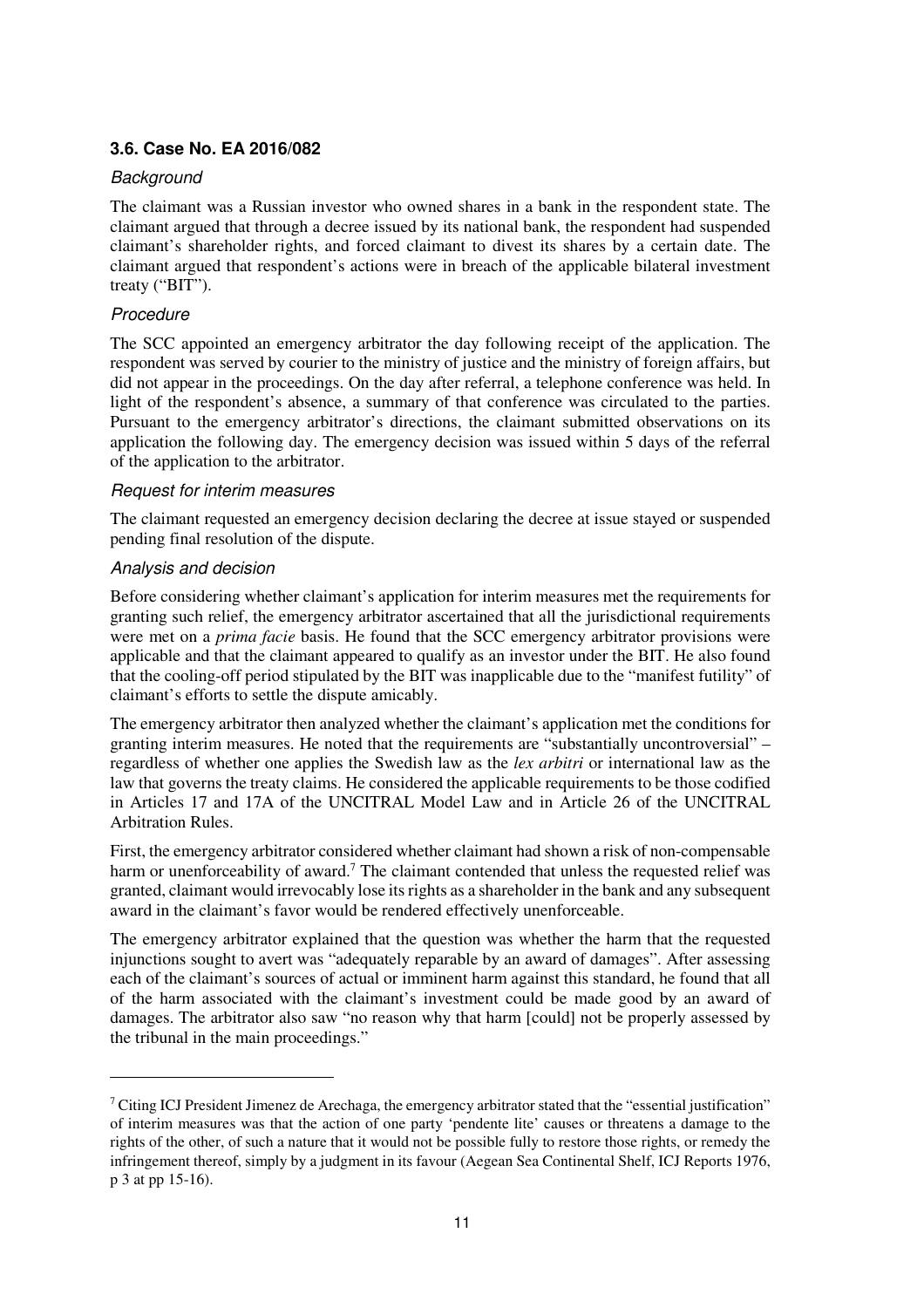### 3.6. Case No. EA 2016/082

*Background*

The claimant was a Russian investor who owned shares in a bank in the respondent state. The claimant argued that through a decree issued by its national bank, the respondent had suspended claimant's shareholder rights, and forced claimant to divest its shares by a certain date. The claimant argued that respondent's actions were in breach of the applicable bilateral investment treaty ("BIT").

*Procedure*

The SCC appointed an emergency arbitrator the day following receipt of the application. The respondent was served by courier to the ministry of justice and the ministry of foreign affairs, but did not appear in the proceedings. On the day after referral, a telephone conference was held. In light of the respondent's absence, a summary of that conference was circulated to the parties. Pursuant to the emergency arbitrator's directions, the claimant submitted observations on its application the following day. The emergency decision was issued within 5 days of the referral of the application to the arbitrator.

*Request for interim measures*

The claimant requested an emergency decision declaring the decree at issue stayed or suspended pending final resolution of the dispute.

*Analysis and decision*

Before considering whether claimant's application for interim measures met the requirements for granting such relief, the emergency arbitrator ascertained that all the jurisdictional requirements were met on a *prima facie* basis. He found that the SCC emergency arbitrator provisions were applicable and that the claimant appeared to qualify as an investor under the BIT. He also found that the cooling-off period stipulated by the BIT was inapplicable due to the "manifest futility" of claimant's efforts to settle the dispute amicably.

The emergency arbitrator then analyzed whether the claimant's application met the conditions for granting interim measures. He noted that the requirements are "substantially uncontroversial" – regardless of whether one applies the Swedish law as the *lex arbitri* or international law as the law that governs the treaty claims. He considered the applicable requirements to be those codified in Articles 17 and 17A of the UNCITRAL Model Law and in Article 26 of the UNCITRAL Arbitration Rules.

First, the emergency arbitrator considered whether claimant had shown a risk of non-compensable harm or unenforceability of award.[7] The claimant contended that unless the requested relief was granted, claimant would irrevocably lose its rights as a shareholder in the bank and any subsequent award in the claimant's favor would be rendered effectively unenforceable.

The emergency arbitrator explained that the question was whether the harm that the requested injunctions sought to avert was "adequately reparable by an award of damages". After assessing each of the claimant's sources of actual or imminent harm against this standard, he found that all of the harm associated with the claimant's investment could be made good by an award of damages. The arbitrator also saw "no reason why that harm [could] not be properly assessed by the tribunal in the main proceedings."

---

[7] Citing ICJ President Jimenez de Arechaga, the emergency arbitrator stated that the "essential justification" of interim measures was that the action of one party 'pendente lite' causes or threatens a damage to the rights of the other, of such a nature that it would not be possible fully to restore those rights, or remedy the infringement thereof, simply by a judgment in its favour (Aegean Sea Continental Shelf, ICJ Reports 1976, p 3 at pp 15-16).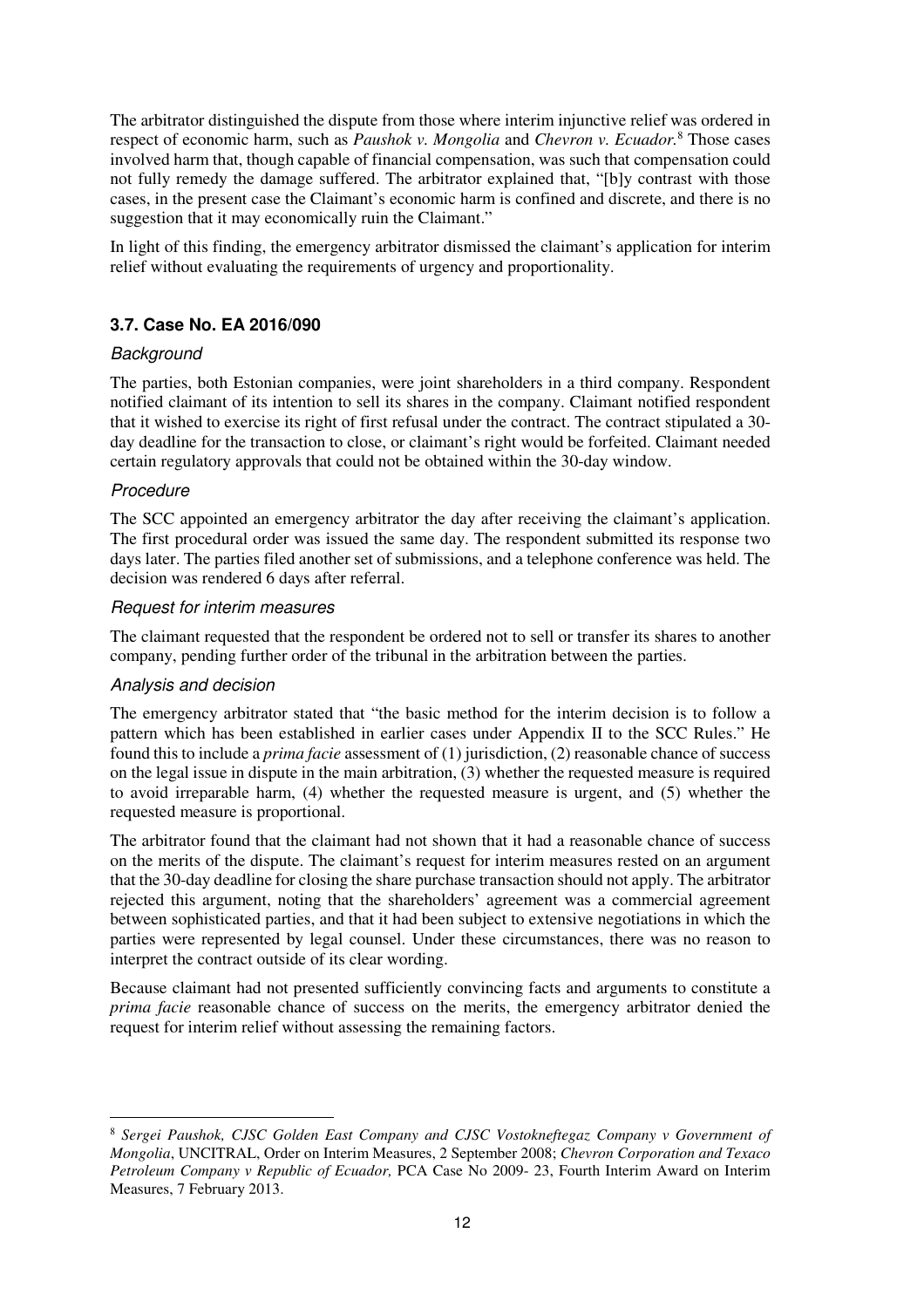The arbitrator distinguished the dispute from those where interim injunctive relief was ordered in respect of economic harm, such as *Paushok v. Mongolia* and *Chevron v. Ecuador.*[8] Those cases involved harm that, though capable of financial compensation, was such that compensation could not fully remedy the damage suffered. The arbitrator explained that, "[b]y contrast with those cases, in the present case the Claimant's economic harm is confined and discrete, and there is no suggestion that it may economically ruin the Claimant."

In light of this finding, the emergency arbitrator dismissed the claimant's application for interim relief without evaluating the requirements of urgency and proportionality.

### 3.7. Case No. EA 2016/090

*Background*

The parties, both Estonian companies, were joint shareholders in a third company. Respondent notified claimant of its intention to sell its shares in the company. Claimant notified respondent that it wished to exercise its right of first refusal under the contract. The contract stipulated a 30-day deadline for the transaction to close, or claimant's right would be forfeited. Claimant needed certain regulatory approvals that could not be obtained within the 30-day window.

*Procedure*

The SCC appointed an emergency arbitrator the day after receiving the claimant's application. The first procedural order was issued the same day. The respondent submitted its response two days later. The parties filed another set of submissions, and a telephone conference was held. The decision was rendered 6 days after referral.

*Request for interim measures*

The claimant requested that the respondent be ordered not to sell or transfer its shares to another company, pending further order of the tribunal in the arbitration between the parties.

*Analysis and decision*

The emergency arbitrator stated that "the basic method for the interim decision is to follow a pattern which has been established in earlier cases under Appendix II to the SCC Rules." He found this to include a *prima facie* assessment of (1) jurisdiction, (2) reasonable chance of success on the legal issue in dispute in the main arbitration, (3) whether the requested measure is required to avoid irreparable harm, (4) whether the requested measure is urgent, and (5) whether the requested measure is proportional.

The arbitrator found that the claimant had not shown that it had a reasonable chance of success on the merits of the dispute. The claimant's request for interim measures rested on an argument that the 30-day deadline for closing the share purchase transaction should not apply. The arbitrator rejected this argument, noting that the shareholders' agreement was a commercial agreement between sophisticated parties, and that it had been subject to extensive negotiations in which the parties were represented by legal counsel. Under these circumstances, there was no reason to interpret the contract outside of its clear wording.

Because claimant had not presented sufficiently convincing facts and arguments to constitute a *prima facie* reasonable chance of success on the merits, the emergency arbitrator denied the request for interim relief without assessing the remaining factors.

---

[8] *Sergei Paushok, CJSC Golden East Company and CJSC Vostokneftegaz Company v Government of Mongolia*, UNCITRAL, Order on Interim Measures, 2 September 2008; *Chevron Corporation and Texaco Petroleum Company v Republic of Ecuador,* PCA Case No 2009- 23, Fourth Interim Award on Interim Measures, 7 February 2013.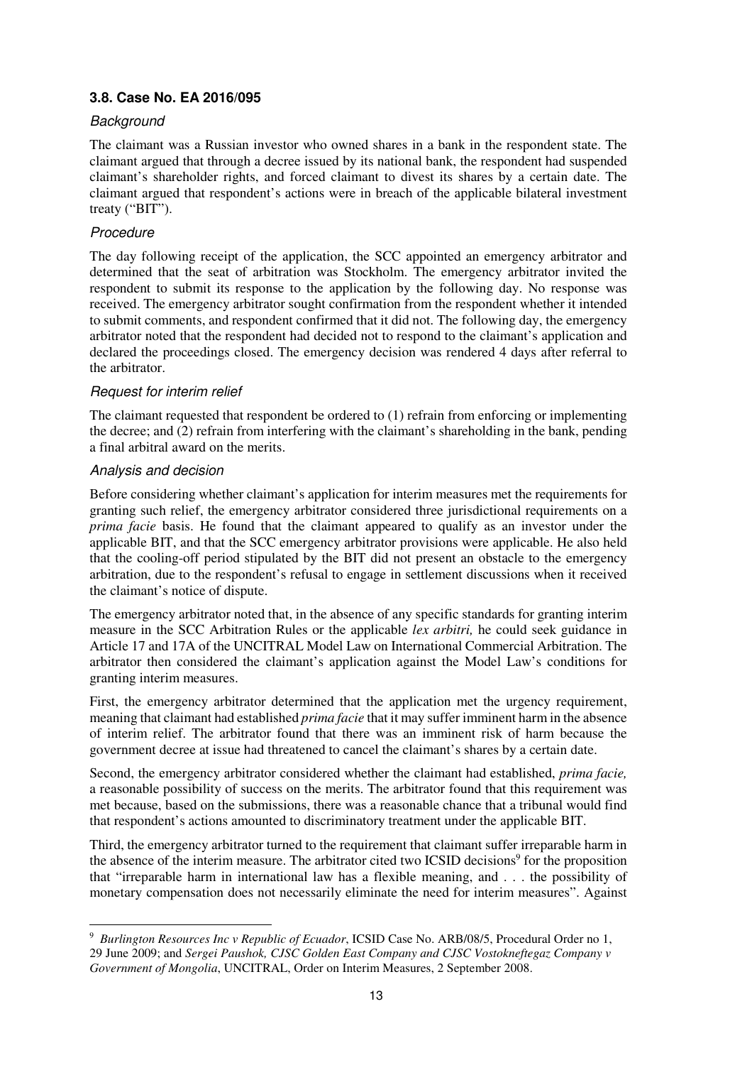### 3.8. Case No. EA 2016/095

#### *Background*

The claimant was a Russian investor who owned shares in a bank in the respondent state. The claimant argued that through a decree issued by its national bank, the respondent had suspended claimant's shareholder rights, and forced claimant to divest its shares by a certain date. The claimant argued that respondent's actions were in breach of the applicable bilateral investment treaty ("BIT").

#### *Procedure*

The day following receipt of the application, the SCC appointed an emergency arbitrator and determined that the seat of arbitration was Stockholm. The emergency arbitrator invited the respondent to submit its response to the application by the following day. No response was received. The emergency arbitrator sought confirmation from the respondent whether it intended to submit comments, and respondent confirmed that it did not. The following day, the emergency arbitrator noted that the respondent had decided not to respond to the claimant's application and declared the proceedings closed. The emergency decision was rendered 4 days after referral to the arbitrator.

#### *Request for interim relief*

The claimant requested that respondent be ordered to (1) refrain from enforcing or implementing the decree; and (2) refrain from interfering with the claimant's shareholding in the bank, pending a final arbitral award on the merits.

#### *Analysis and decision*

Before considering whether claimant's application for interim measures met the requirements for granting such relief, the emergency arbitrator considered three jurisdictional requirements on a *prima facie* basis. He found that the claimant appeared to qualify as an investor under the applicable BIT, and that the SCC emergency arbitrator provisions were applicable. He also held that the cooling-off period stipulated by the BIT did not present an obstacle to the emergency arbitration, due to the respondent's refusal to engage in settlement discussions when it received the claimant's notice of dispute.

The emergency arbitrator noted that, in the absence of any specific standards for granting interim measure in the SCC Arbitration Rules or the applicable *lex arbitri,* he could seek guidance in Article 17 and 17A of the UNCITRAL Model Law on International Commercial Arbitration. The arbitrator then considered the claimant's application against the Model Law's conditions for granting interim measures.

First, the emergency arbitrator determined that the application met the urgency requirement, meaning that claimant had established *prima facie* that it may suffer imminent harm in the absence of interim relief. The arbitrator found that there was an imminent risk of harm because the government decree at issue had threatened to cancel the claimant's shares by a certain date.

Second, the emergency arbitrator considered whether the claimant had established, *prima facie,* a reasonable possibility of success on the merits. The arbitrator found that this requirement was met because, based on the submissions, there was a reasonable chance that a tribunal would find that respondent's actions amounted to discriminatory treatment under the applicable BIT.

Third, the emergency arbitrator turned to the requirement that claimant suffer irreparable harm in the absence of the interim measure. The arbitrator cited two ICSID decisions[9] for the proposition that "irreparable harm in international law has a flexible meaning, and . . . the possibility of monetary compensation does not necessarily eliminate the need for interim measures". Against

---

[9] *Burlington Resources Inc v Republic of Ecuador*, ICSID Case No. ARB/08/5, Procedural Order no 1, 29 June 2009; and *Sergei Paushok, CJSC Golden East Company and CJSC Vostokneftegaz Company v Government of Mongolia*, UNCITRAL, Order on Interim Measures, 2 September 2008.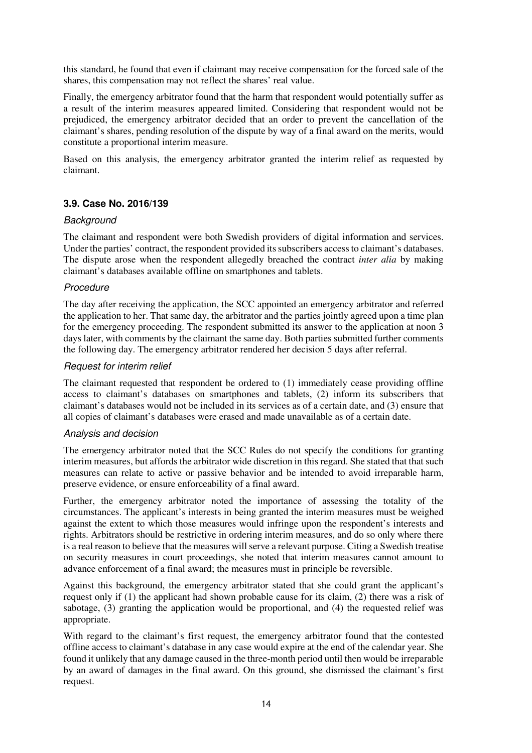this standard, he found that even if claimant may receive compensation for the forced sale of the shares, this compensation may not reflect the shares' real value.

Finally, the emergency arbitrator found that the harm that respondent would potentially suffer as a result of the interim measures appeared limited. Considering that respondent would not be prejudiced, the emergency arbitrator decided that an order to prevent the cancellation of the claimant's shares, pending resolution of the dispute by way of a final award on the merits, would constitute a proportional interim measure.

Based on this analysis, the emergency arbitrator granted the interim relief as requested by claimant.

### 3.9. Case No. 2016/139

#### *Background*

The claimant and respondent were both Swedish providers of digital information and services. Under the parties' contract, the respondent provided its subscribers access to claimant's databases. The dispute arose when the respondent allegedly breached the contract *inter alia* by making claimant's databases available offline on smartphones and tablets.

#### *Procedure*

The day after receiving the application, the SCC appointed an emergency arbitrator and referred the application to her. That same day, the arbitrator and the parties jointly agreed upon a time plan for the emergency proceeding. The respondent submitted its answer to the application at noon 3 days later, with comments by the claimant the same day. Both parties submitted further comments the following day. The emergency arbitrator rendered her decision 5 days after referral.

#### *Request for interim relief*

The claimant requested that respondent be ordered to (1) immediately cease providing offline access to claimant's databases on smartphones and tablets, (2) inform its subscribers that claimant's databases would not be included in its services as of a certain date, and (3) ensure that all copies of claimant's databases were erased and made unavailable as of a certain date.

#### *Analysis and decision*

The emergency arbitrator noted that the SCC Rules do not specify the conditions for granting interim measures, but affords the arbitrator wide discretion in this regard. She stated that that such measures can relate to active or passive behavior and be intended to avoid irreparable harm, preserve evidence, or ensure enforceability of a final award.

Further, the emergency arbitrator noted the importance of assessing the totality of the circumstances. The applicant's interests in being granted the interim measures must be weighed against the extent to which those measures would infringe upon the respondent's interests and rights. Arbitrators should be restrictive in ordering interim measures, and do so only where there is a real reason to believe that the measures will serve a relevant purpose. Citing a Swedish treatise on security measures in court proceedings, she noted that interim measures cannot amount to advance enforcement of a final award; the measures must in principle be reversible.

Against this background, the emergency arbitrator stated that she could grant the applicant's request only if (1) the applicant had shown probable cause for its claim, (2) there was a risk of sabotage, (3) granting the application would be proportional, and (4) the requested relief was appropriate.

With regard to the claimant's first request, the emergency arbitrator found that the contested offline access to claimant's database in any case would expire at the end of the calendar year. She found it unlikely that any damage caused in the three-month period until then would be irreparable by an award of damages in the final award. On this ground, she dismissed the claimant's first request.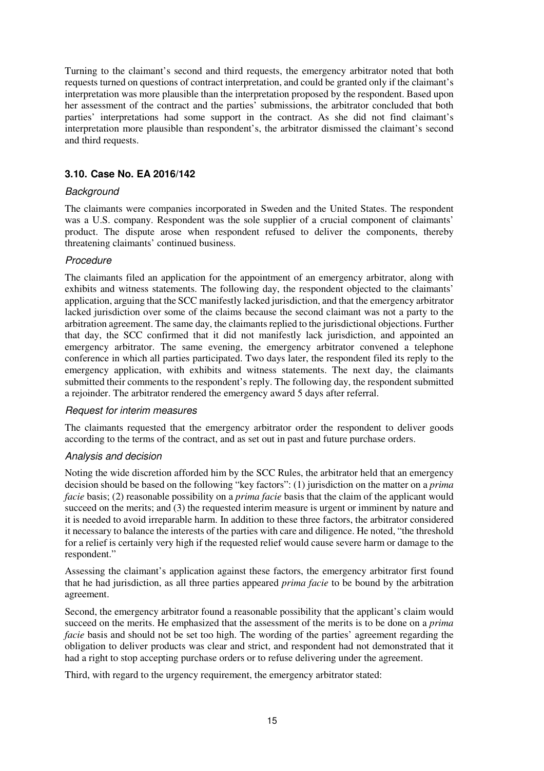Turning to the claimant's second and third requests, the emergency arbitrator noted that both requests turned on questions of contract interpretation, and could be granted only if the claimant's interpretation was more plausible than the interpretation proposed by the respondent. Based upon her assessment of the contract and the parties' submissions, the arbitrator concluded that both parties' interpretations had some support in the contract. As she did not find claimant's interpretation more plausible than respondent's, the arbitrator dismissed the claimant's second and third requests.

### 3.10. Case No. EA 2016/142

#### *Background*

The claimants were companies incorporated in Sweden and the United States. The respondent was a U.S. company. Respondent was the sole supplier of a crucial component of claimants' product. The dispute arose when respondent refused to deliver the components, thereby threatening claimants' continued business.

#### *Procedure*

The claimants filed an application for the appointment of an emergency arbitrator, along with exhibits and witness statements. The following day, the respondent objected to the claimants' application, arguing that the SCC manifestly lacked jurisdiction, and that the emergency arbitrator lacked jurisdiction over some of the claims because the second claimant was not a party to the arbitration agreement. The same day, the claimants replied to the jurisdictional objections. Further that day, the SCC confirmed that it did not manifestly lack jurisdiction, and appointed an emergency arbitrator. The same evening, the emergency arbitrator convened a telephone conference in which all parties participated. Two days later, the respondent filed its reply to the emergency application, with exhibits and witness statements. The next day, the claimants submitted their comments to the respondent's reply. The following day, the respondent submitted a rejoinder. The arbitrator rendered the emergency award 5 days after referral.

#### *Request for interim measures*

The claimants requested that the emergency arbitrator order the respondent to deliver goods according to the terms of the contract, and as set out in past and future purchase orders.

#### *Analysis and decision*

Noting the wide discretion afforded him by the SCC Rules, the arbitrator held that an emergency decision should be based on the following "key factors": (1) jurisdiction on the matter on a *prima facie* basis; (2) reasonable possibility on a *prima facie* basis that the claim of the applicant would succeed on the merits; and (3) the requested interim measure is urgent or imminent by nature and it is needed to avoid irreparable harm. In addition to these three factors, the arbitrator considered it necessary to balance the interests of the parties with care and diligence. He noted, "the threshold for a relief is certainly very high if the requested relief would cause severe harm or damage to the respondent."

Assessing the claimant's application against these factors, the emergency arbitrator first found that he had jurisdiction, as all three parties appeared *prima facie* to be bound by the arbitration agreement.

Second, the emergency arbitrator found a reasonable possibility that the applicant's claim would succeed on the merits. He emphasized that the assessment of the merits is to be done on a *prima facie* basis and should not be set too high. The wording of the parties' agreement regarding the obligation to deliver products was clear and strict, and respondent had not demonstrated that it had a right to stop accepting purchase orders or to refuse delivering under the agreement.

Third, with regard to the urgency requirement, the emergency arbitrator stated: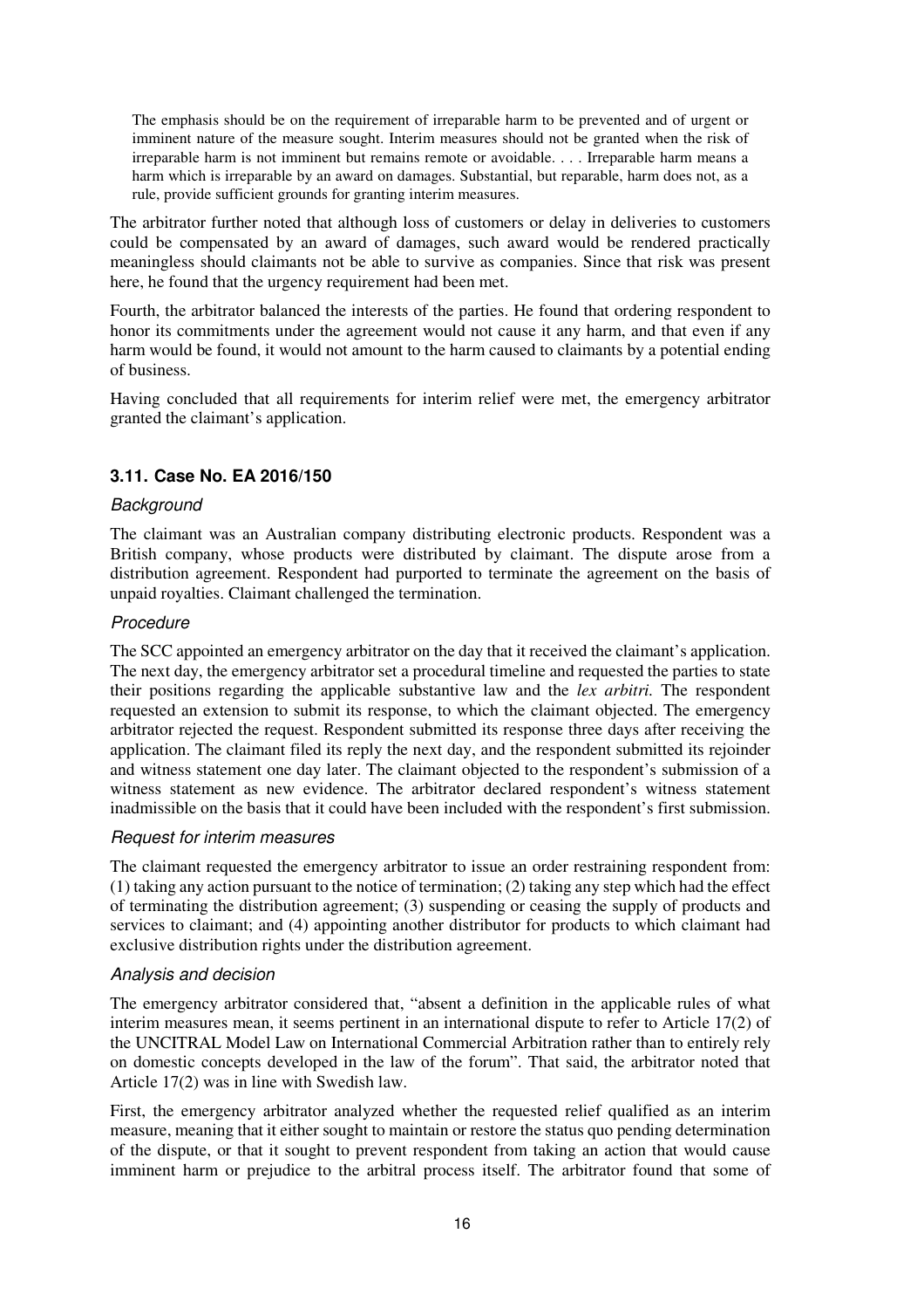> The emphasis should be on the requirement of irreparable harm to be prevented and of urgent or imminent nature of the measure sought. Interim measures should not be granted when the risk of irreparable harm is not imminent but remains remote or avoidable. . . . Irreparable harm means a harm which is irreparable by an award on damages. Substantial, but reparable, harm does not, as a rule, provide sufficient grounds for granting interim measures.

The arbitrator further noted that although loss of customers or delay in deliveries to customers could be compensated by an award of damages, such award would be rendered practically meaningless should claimants not be able to survive as companies. Since that risk was present here, he found that the urgency requirement had been met.

Fourth, the arbitrator balanced the interests of the parties. He found that ordering respondent to honor its commitments under the agreement would not cause it any harm, and that even if any harm would be found, it would not amount to the harm caused to claimants by a potential ending of business.

Having concluded that all requirements for interim relief were met, the emergency arbitrator granted the claimant's application.

### 3.11. Case No. EA 2016/150

#### *Background*

The claimant was an Australian company distributing electronic products. Respondent was a British company, whose products were distributed by claimant. The dispute arose from a distribution agreement. Respondent had purported to terminate the agreement on the basis of unpaid royalties. Claimant challenged the termination.

#### *Procedure*

The SCC appointed an emergency arbitrator on the day that it received the claimant's application. The next day, the emergency arbitrator set a procedural timeline and requested the parties to state their positions regarding the applicable substantive law and the *lex arbitri.* The respondent requested an extension to submit its response, to which the claimant objected. The emergency arbitrator rejected the request. Respondent submitted its response three days after receiving the application. The claimant filed its reply the next day, and the respondent submitted its rejoinder and witness statement one day later. The claimant objected to the respondent's submission of a witness statement as new evidence. The arbitrator declared respondent's witness statement inadmissible on the basis that it could have been included with the respondent's first submission.

#### *Request for interim measures*

The claimant requested the emergency arbitrator to issue an order restraining respondent from: (1) taking any action pursuant to the notice of termination; (2) taking any step which had the effect of terminating the distribution agreement; (3) suspending or ceasing the supply of products and services to claimant; and (4) appointing another distributor for products to which claimant had exclusive distribution rights under the distribution agreement.

#### *Analysis and decision*

The emergency arbitrator considered that, "absent a definition in the applicable rules of what interim measures mean, it seems pertinent in an international dispute to refer to Article 17(2) of the UNCITRAL Model Law on International Commercial Arbitration rather than to entirely rely on domestic concepts developed in the law of the forum". That said, the arbitrator noted that Article 17(2) was in line with Swedish law.

First, the emergency arbitrator analyzed whether the requested relief qualified as an interim measure, meaning that it either sought to maintain or restore the status quo pending determination of the dispute, or that it sought to prevent respondent from taking an action that would cause imminent harm or prejudice to the arbitral process itself. The arbitrator found that some of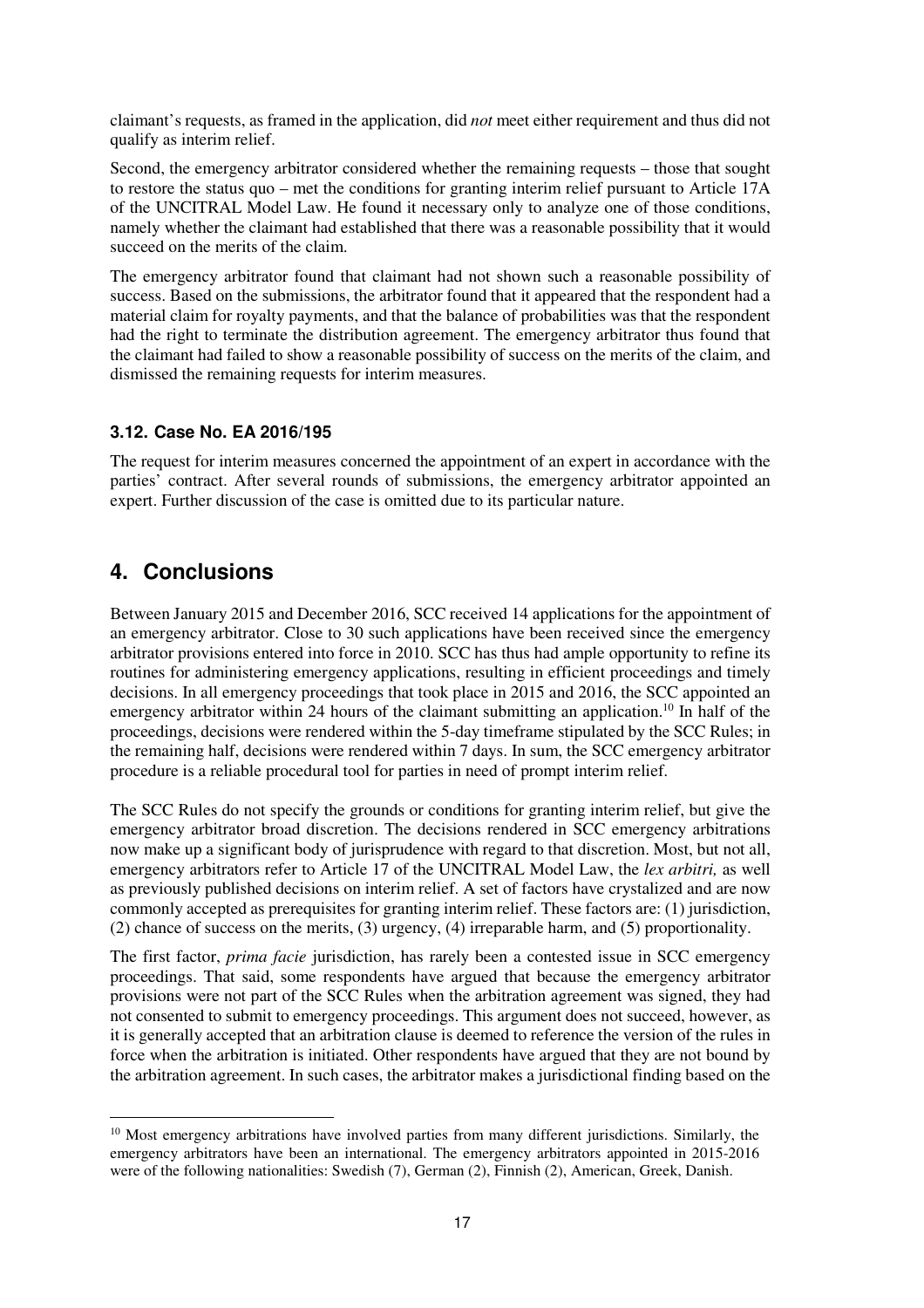claimant's requests, as framed in the application, did *not* meet either requirement and thus did not qualify as interim relief.

Second, the emergency arbitrator considered whether the remaining requests – those that sought to restore the status quo – met the conditions for granting interim relief pursuant to Article 17A of the UNCITRAL Model Law. He found it necessary only to analyze one of those conditions, namely whether the claimant had established that there was a reasonable possibility that it would succeed on the merits of the claim.

The emergency arbitrator found that claimant had not shown such a reasonable possibility of success. Based on the submissions, the arbitrator found that it appeared that the respondent had a material claim for royalty payments, and that the balance of probabilities was that the respondent had the right to terminate the distribution agreement. The emergency arbitrator thus found that the claimant had failed to show a reasonable possibility of success on the merits of the claim, and dismissed the remaining requests for interim measures.

### 3.12. Case No. EA 2016/195

The request for interim measures concerned the appointment of an expert in accordance with the parties' contract. After several rounds of submissions, the emergency arbitrator appointed an expert. Further discussion of the case is omitted due to its particular nature.

## 4. Conclusions

Between January 2015 and December 2016, SCC received 14 applications for the appointment of an emergency arbitrator. Close to 30 such applications have been received since the emergency arbitrator provisions entered into force in 2010. SCC has thus had ample opportunity to refine its routines for administering emergency applications, resulting in efficient proceedings and timely decisions. In all emergency proceedings that took place in 2015 and 2016, the SCC appointed an emergency arbitrator within 24 hours of the claimant submitting an application.[10] In half of the proceedings, decisions were rendered within the 5-day timeframe stipulated by the SCC Rules; in the remaining half, decisions were rendered within 7 days. In sum, the SCC emergency arbitrator procedure is a reliable procedural tool for parties in need of prompt interim relief.

The SCC Rules do not specify the grounds or conditions for granting interim relief, but give the emergency arbitrator broad discretion. The decisions rendered in SCC emergency arbitrations now make up a significant body of jurisprudence with regard to that discretion. Most, but not all, emergency arbitrators refer to Article 17 of the UNCITRAL Model Law, the *lex arbitri,* as well as previously published decisions on interim relief. A set of factors have crystalized and are now commonly accepted as prerequisites for granting interim relief. These factors are: (1) jurisdiction, (2) chance of success on the merits, (3) urgency, (4) irreparable harm, and (5) proportionality.

The first factor, *prima facie* jurisdiction, has rarely been a contested issue in SCC emergency proceedings. That said, some respondents have argued that because the emergency arbitrator provisions were not part of the SCC Rules when the arbitration agreement was signed, they had not consented to submit to emergency proceedings. This argument does not succeed, however, as it is generally accepted that an arbitration clause is deemed to reference the version of the rules in force when the arbitration is initiated. Other respondents have argued that they are not bound by the arbitration agreement. In such cases, the arbitrator makes a jurisdictional finding based on the

[10] Most emergency arbitrations have involved parties from many different jurisdictions. Similarly, the emergency arbitrators have been an international. The emergency arbitrators appointed in 2015-2016 were of the following nationalities: Swedish (7), German (2), Finnish (2), American, Greek, Danish.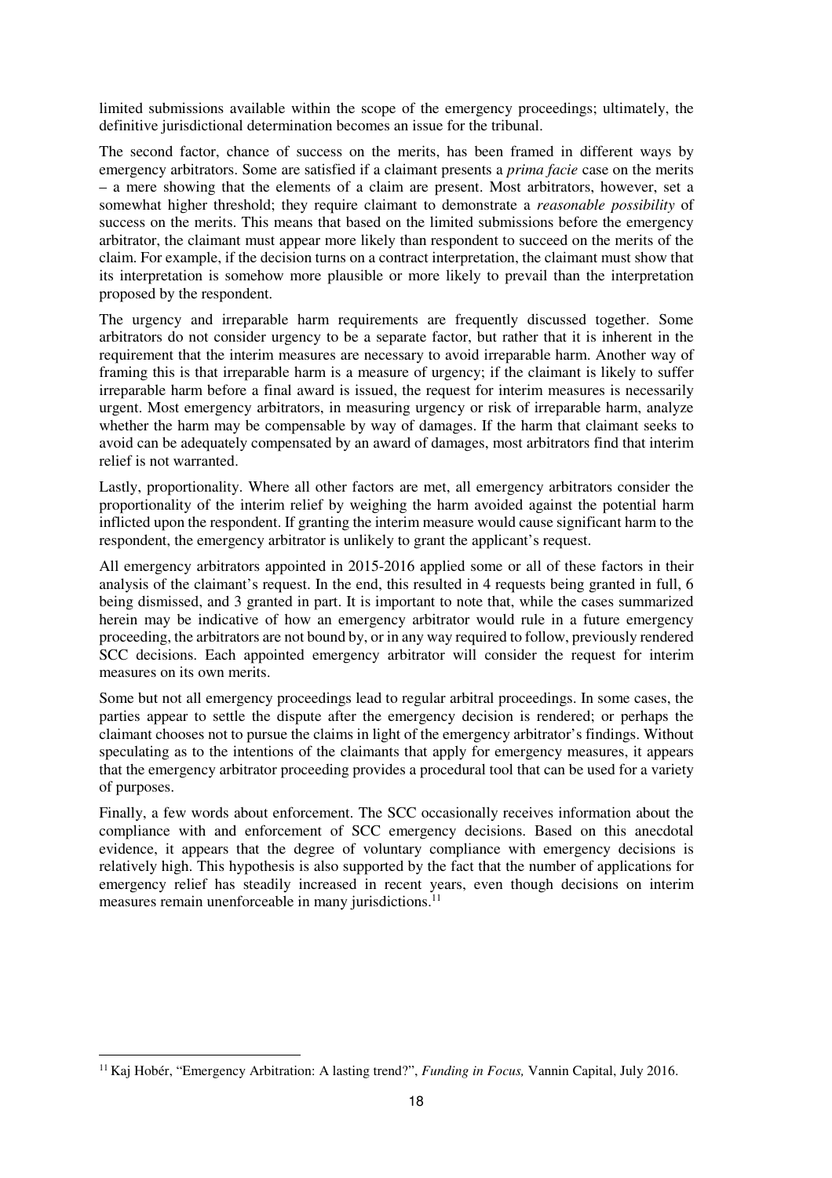limited submissions available within the scope of the emergency proceedings; ultimately, the definitive jurisdictional determination becomes an issue for the tribunal.

The second factor, chance of success on the merits, has been framed in different ways by emergency arbitrators. Some are satisfied if a claimant presents a *prima facie* case on the merits – a mere showing that the elements of a claim are present. Most arbitrators, however, set a somewhat higher threshold; they require claimant to demonstrate a *reasonable possibility* of success on the merits. This means that based on the limited submissions before the emergency arbitrator, the claimant must appear more likely than respondent to succeed on the merits of the claim. For example, if the decision turns on a contract interpretation, the claimant must show that its interpretation is somehow more plausible or more likely to prevail than the interpretation proposed by the respondent.

The urgency and irreparable harm requirements are frequently discussed together. Some arbitrators do not consider urgency to be a separate factor, but rather that it is inherent in the requirement that the interim measures are necessary to avoid irreparable harm. Another way of framing this is that irreparable harm is a measure of urgency; if the claimant is likely to suffer irreparable harm before a final award is issued, the request for interim measures is necessarily urgent. Most emergency arbitrators, in measuring urgency or risk of irreparable harm, analyze whether the harm may be compensable by way of damages. If the harm that claimant seeks to avoid can be adequately compensated by an award of damages, most arbitrators find that interim relief is not warranted.

Lastly, proportionality. Where all other factors are met, all emergency arbitrators consider the proportionality of the interim relief by weighing the harm avoided against the potential harm inflicted upon the respondent. If granting the interim measure would cause significant harm to the respondent, the emergency arbitrator is unlikely to grant the applicant's request.

All emergency arbitrators appointed in 2015-2016 applied some or all of these factors in their analysis of the claimant's request. In the end, this resulted in 4 requests being granted in full, 6 being dismissed, and 3 granted in part. It is important to note that, while the cases summarized herein may be indicative of how an emergency arbitrator would rule in a future emergency proceeding, the arbitrators are not bound by, or in any way required to follow, previously rendered SCC decisions. Each appointed emergency arbitrator will consider the request for interim measures on its own merits.

Some but not all emergency proceedings lead to regular arbitral proceedings. In some cases, the parties appear to settle the dispute after the emergency decision is rendered; or perhaps the claimant chooses not to pursue the claims in light of the emergency arbitrator's findings. Without speculating as to the intentions of the claimants that apply for emergency measures, it appears that the emergency arbitrator proceeding provides a procedural tool that can be used for a variety of purposes.

Finally, a few words about enforcement. The SCC occasionally receives information about the compliance with and enforcement of SCC emergency decisions. Based on this anecdotal evidence, it appears that the degree of voluntary compliance with emergency decisions is relatively high. This hypothesis is also supported by the fact that the number of applications for emergency relief has steadily increased in recent years, even though decisions on interim measures remain unenforceable in many jurisdictions.[11]

---

[11] Kaj Hobér, "Emergency Arbitration: A lasting trend?", *Funding in Focus,* Vannin Capital, July 2016.